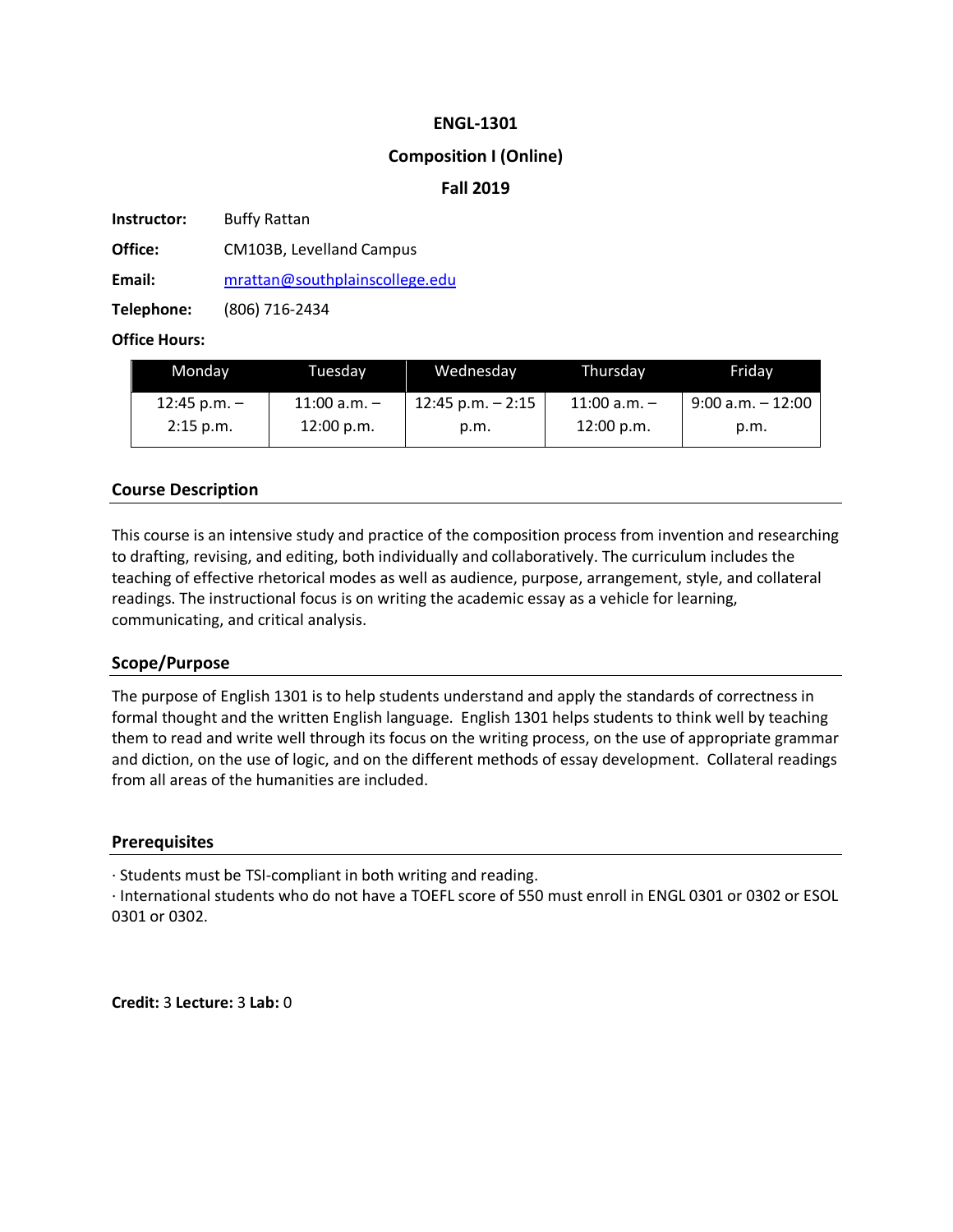# ENGL-1301

## Composition I (Online)

## Fall 2019

**Instructor:** Buffy Rattan

**Office:** CM103B, Levelland Campus

**Email:** mrattan@southplainscollege.edu

**Telephone:** (806) 716-2434

**Office Hours:**

| Monday | Tuesday | Wednesday | Thursday | Friday |
|---|---|---|---|---|
| 12:45 p.m. – 2:15 p.m. | 11:00 a.m. – 12:00 p.m. | 12:45 p.m. – 2:15 p.m. | 11:00 a.m. – 12:00 p.m. | 9:00 a.m. – 12:00 p.m. |

## Course Description

This course is an intensive study and practice of the composition process from invention and researching to drafting, revising, and editing, both individually and collaboratively. The curriculum includes the teaching of effective rhetorical modes as well as audience, purpose, arrangement, style, and collateral readings. The instructional focus is on writing the academic essay as a vehicle for learning, communicating, and critical analysis.

## Scope/Purpose

The purpose of English 1301 is to help students understand and apply the standards of correctness in formal thought and the written English language. English 1301 helps students to think well by teaching them to read and write well through its focus on the writing process, on the use of appropriate grammar and diction, on the use of logic, and on the different methods of essay development. Collateral readings from all areas of the humanities are included.

## Prerequisites

· Students must be TSI-compliant in both writing and reading.
· International students who do not have a TOEFL score of 550 must enroll in ENGL 0301 or 0302 or ESOL 0301 or 0302.

**Credit:** 3 **Lecture:** 3 **Lab:** 0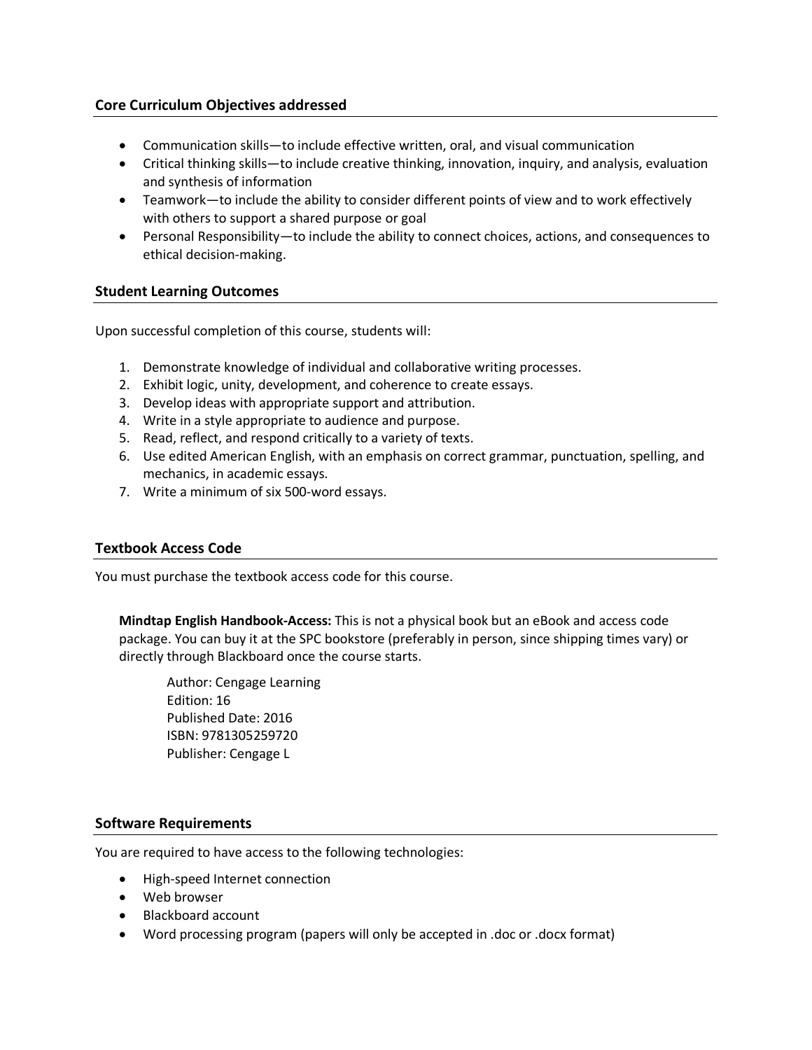## Core Curriculum Objectives addressed

- Communication skills—to include effective written, oral, and visual communication
- Critical thinking skills—to include creative thinking, innovation, inquiry, and analysis, evaluation and synthesis of information
- Teamwork—to include the ability to consider different points of view and to work effectively with others to support a shared purpose or goal
- Personal Responsibility—to include the ability to connect choices, actions, and consequences to ethical decision-making.

## Student Learning Outcomes

Upon successful completion of this course, students will:

1. Demonstrate knowledge of individual and collaborative writing processes.
2. Exhibit logic, unity, development, and coherence to create essays.
3. Develop ideas with appropriate support and attribution.
4. Write in a style appropriate to audience and purpose.
5. Read, reflect, and respond critically to a variety of texts.
6. Use edited American English, with an emphasis on correct grammar, punctuation, spelling, and mechanics, in academic essays.
7. Write a minimum of six 500-word essays.

## Textbook Access Code

You must purchase the textbook access code for this course.

**Mindtap English Handbook-Access:** This is not a physical book but an eBook and access code package. You can buy it at the SPC bookstore (preferably in person, since shipping times vary) or directly through Blackboard once the course starts.

Author: Cengage Learning
Edition: 16
Published Date: 2016
ISBN: 9781305259720
Publisher: Cengage L

## Software Requirements

You are required to have access to the following technologies:

- High-speed Internet connection
- Web browser
- Blackboard account
- Word processing program (papers will only be accepted in .doc or .docx format)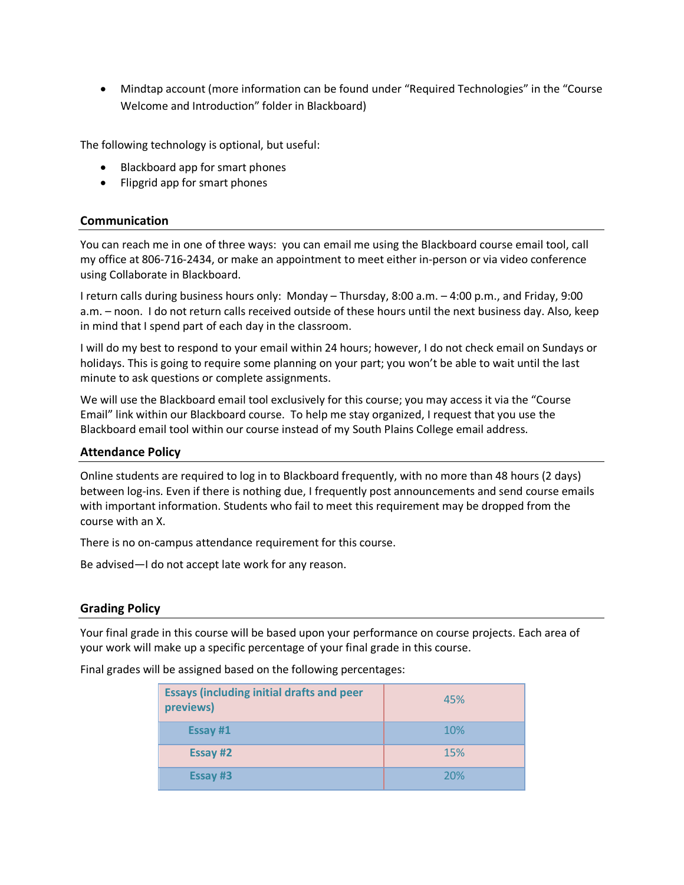- Mindtap account (more information can be found under "Required Technologies" in the "Course Welcome and Introduction" folder in Blackboard)

The following technology is optional, but useful:

- Blackboard app for smart phones
- Flipgrid app for smart phones

## Communication

You can reach me in one of three ways: you can email me using the Blackboard course email tool, call my office at 806-716-2434, or make an appointment to meet either in-person or via video conference using Collaborate in Blackboard.

I return calls during business hours only: Monday – Thursday, 8:00 a.m. – 4:00 p.m., and Friday, 9:00 a.m. – noon. I do not return calls received outside of these hours until the next business day. Also, keep in mind that I spend part of each day in the classroom.

I will do my best to respond to your email within 24 hours; however, I do not check email on Sundays or holidays. This is going to require some planning on your part; you won't be able to wait until the last minute to ask questions or complete assignments.

We will use the Blackboard email tool exclusively for this course; you may access it via the "Course Email" link within our Blackboard course. To help me stay organized, I request that you use the Blackboard email tool within our course instead of my South Plains College email address.

## Attendance Policy

Online students are required to log in to Blackboard frequently, with no more than 48 hours (2 days) between log-ins. Even if there is nothing due, I frequently post announcements and send course emails with important information. Students who fail to meet this requirement may be dropped from the course with an X.

There is no on-campus attendance requirement for this course.

Be advised—I do not accept late work for any reason.

## Grading Policy

Your final grade in this course will be based upon your performance on course projects. Each area of your work will make up a specific percentage of your final grade in this course.

Final grades will be assigned based on the following percentages:

| Essays (including initial drafts and peer previews) | 45% |
|---|---|
| Essay #1 | 10% |
| Essay #2 | 15% |
| Essay #3 | 20% |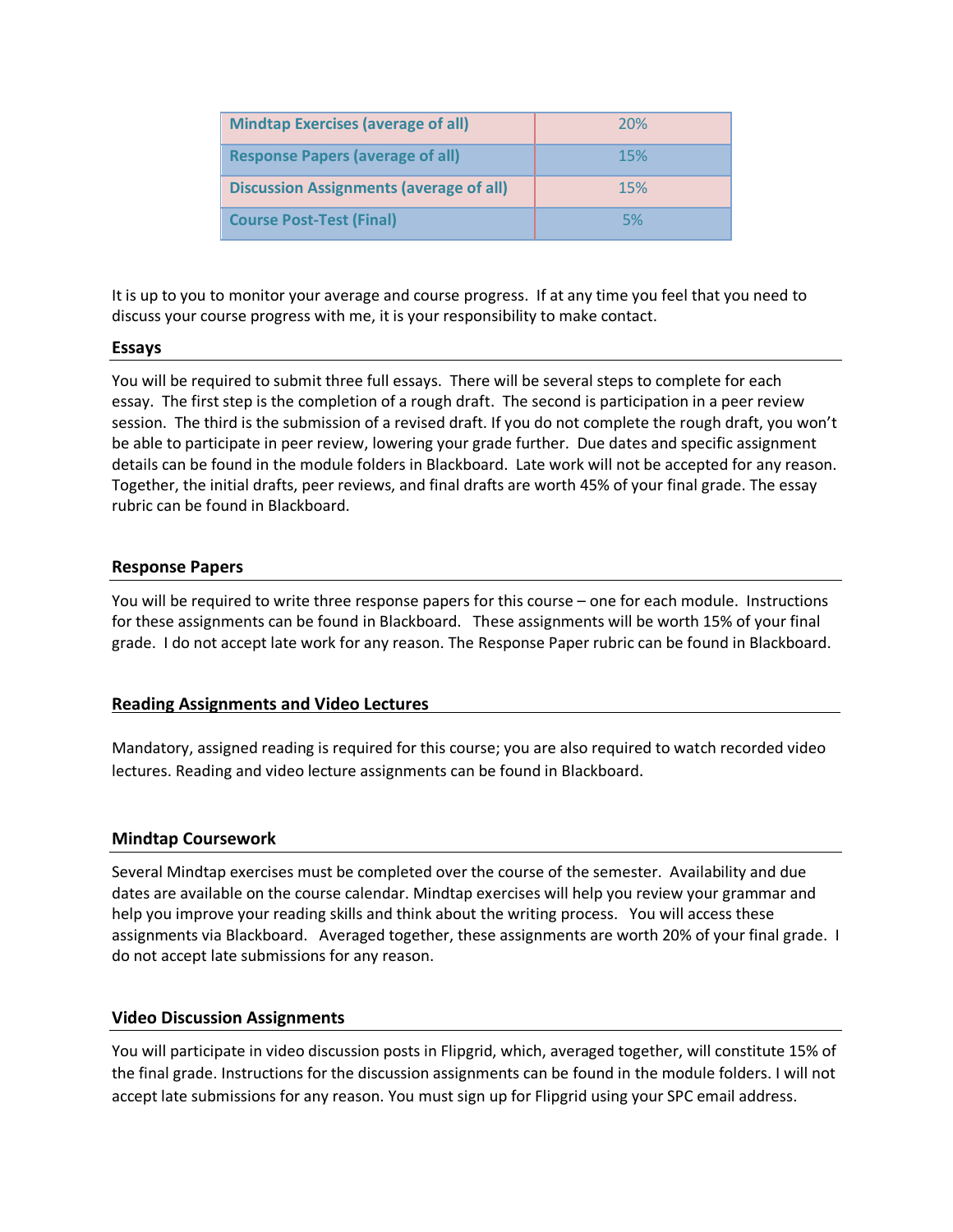| Mindtap Exercises (average of all) | 20% |
| --- | --- |
| Response Papers (average of all) | 15% |
| Discussion Assignments (average of all) | 15% |
| Course Post-Test (Final) | 5% |

It is up to you to monitor your average and course progress. If at any time you feel that you need to discuss your course progress with me, it is your responsibility to make contact.

**Essays**

You will be required to submit three full essays. There will be several steps to complete for each essay. The first step is the completion of a rough draft. The second is participation in a peer review session. The third is the submission of a revised draft. If you do not complete the rough draft, you won't be able to participate in peer review, lowering your grade further. Due dates and specific assignment details can be found in the module folders in Blackboard. Late work will not be accepted for any reason. Together, the initial drafts, peer reviews, and final drafts are worth 45% of your final grade. The essay rubric can be found in Blackboard.

**Response Papers**

You will be required to write three response papers for this course – one for each module. Instructions for these assignments can be found in Blackboard. These assignments will be worth 15% of your final grade. I do not accept late work for any reason. The Response Paper rubric can be found in Blackboard.

**Reading Assignments and Video Lectures**

Mandatory, assigned reading is required for this course; you are also required to watch recorded video lectures. Reading and video lecture assignments can be found in Blackboard.

**Mindtap Coursework**

Several Mindtap exercises must be completed over the course of the semester. Availability and due dates are available on the course calendar. Mindtap exercises will help you review your grammar and help you improve your reading skills and think about the writing process. You will access these assignments via Blackboard. Averaged together, these assignments are worth 20% of your final grade. I do not accept late submissions for any reason.

**Video Discussion Assignments**

You will participate in video discussion posts in Flipgrid, which, averaged together, will constitute 15% of the final grade. Instructions for the discussion assignments can be found in the module folders. I will not accept late submissions for any reason. You must sign up for Flipgrid using your SPC email address.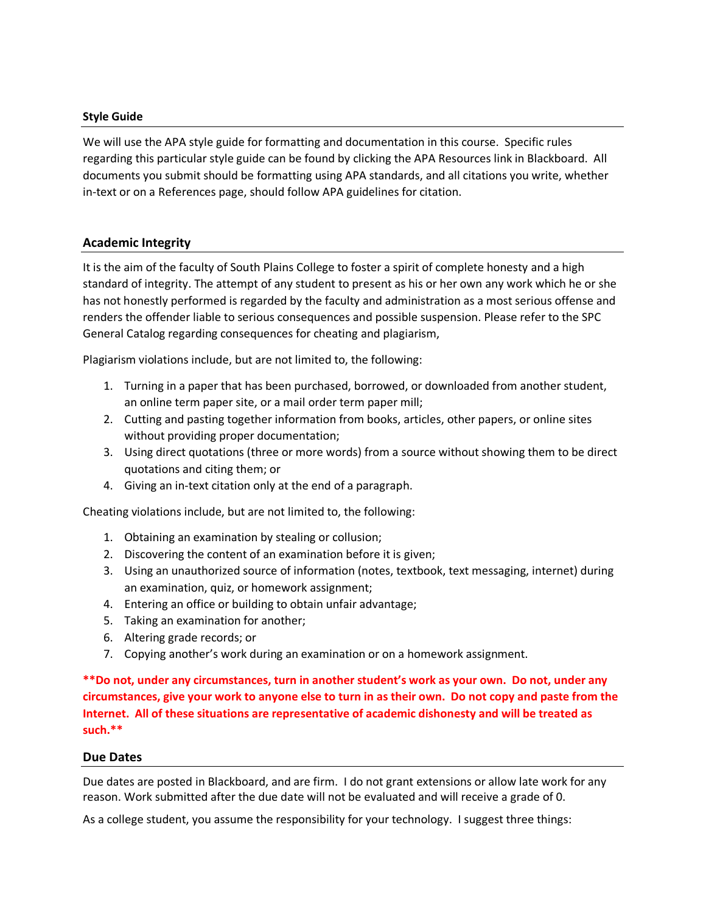### Style Guide

We will use the APA style guide for formatting and documentation in this course. Specific rules regarding this particular style guide can be found by clicking the APA Resources link in Blackboard. All documents you submit should be formatting using APA standards, and all citations you write, whether in-text or on a References page, should follow APA guidelines for citation.

## Academic Integrity

It is the aim of the faculty of South Plains College to foster a spirit of complete honesty and a high standard of integrity. The attempt of any student to present as his or her own any work which he or she has not honestly performed is regarded by the faculty and administration as a most serious offense and renders the offender liable to serious consequences and possible suspension. Please refer to the SPC General Catalog regarding consequences for cheating and plagiarism,

Plagiarism violations include, but are not limited to, the following:

1. Turning in a paper that has been purchased, borrowed, or downloaded from another student, an online term paper site, or a mail order term paper mill;
2. Cutting and pasting together information from books, articles, other papers, or online sites without providing proper documentation;
3. Using direct quotations (three or more words) from a source without showing them to be direct quotations and citing them; or
4. Giving an in-text citation only at the end of a paragraph.

Cheating violations include, but are not limited to, the following:

1. Obtaining an examination by stealing or collusion;
2. Discovering the content of an examination before it is given;
3. Using an unauthorized source of information (notes, textbook, text messaging, internet) during an examination, quiz, or homework assignment;
4. Entering an office or building to obtain unfair advantage;
5. Taking an examination for another;
6. Altering grade records; or
7. Copying another's work during an examination or on a homework assignment.

****Do not, under any circumstances, turn in another student's work as your own. Do not, under any circumstances, give your work to anyone else to turn in as their own. Do not copy and paste from the Internet. All of these situations are representative of academic dishonesty and will be treated as such.****

## Due Dates

Due dates are posted in Blackboard, and are firm. I do not grant extensions or allow late work for any reason. Work submitted after the due date will not be evaluated and will receive a grade of 0.

As a college student, you assume the responsibility for your technology. I suggest three things: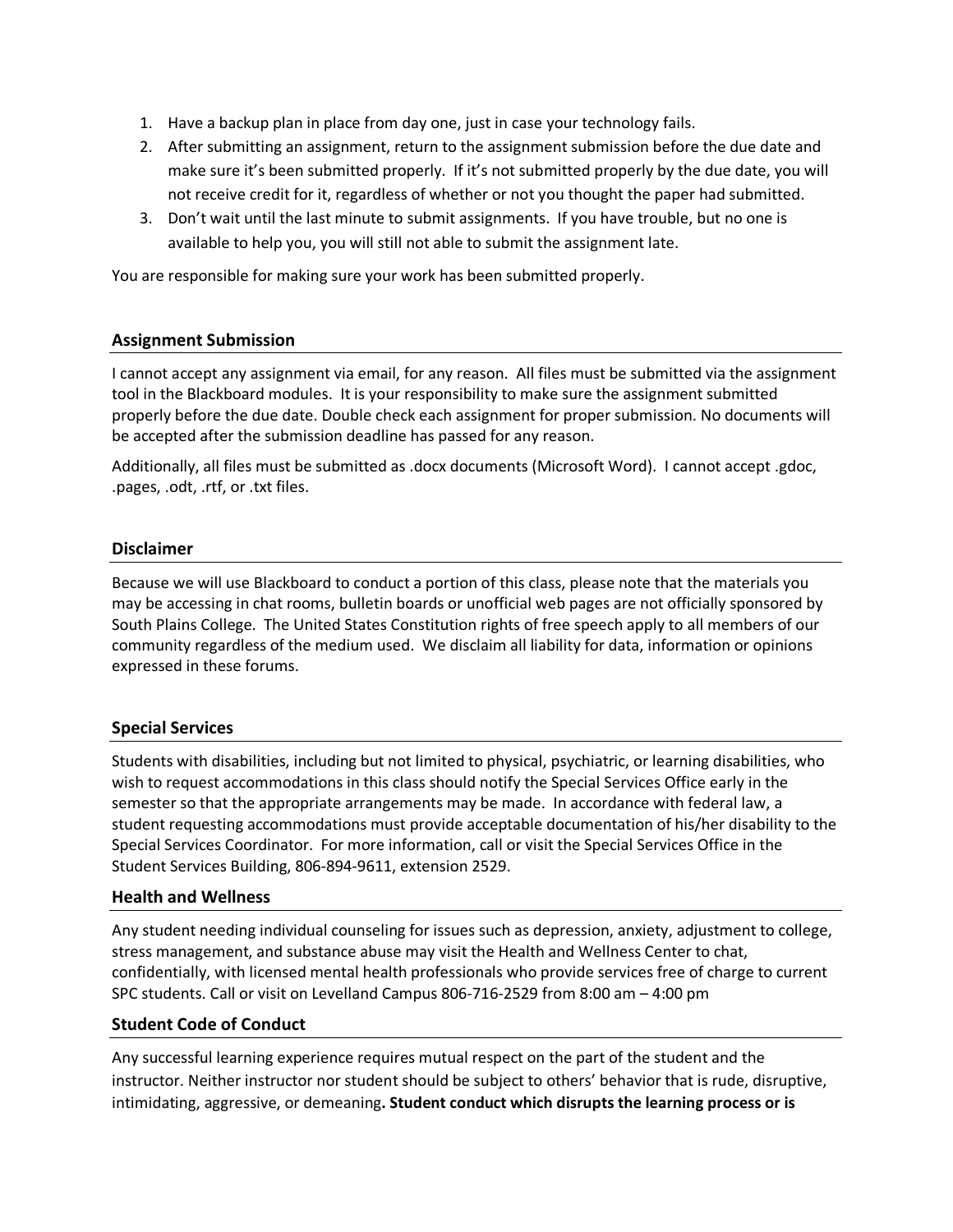1. Have a backup plan in place from day one, just in case your technology fails.
2. After submitting an assignment, return to the assignment submission before the due date and make sure it's been submitted properly. If it's not submitted properly by the due date, you will not receive credit for it, regardless of whether or not you thought the paper had submitted.
3. Don't wait until the last minute to submit assignments. If you have trouble, but no one is available to help you, you will still not able to submit the assignment late.

You are responsible for making sure your work has been submitted properly.

## Assignment Submission

I cannot accept any assignment via email, for any reason. All files must be submitted via the assignment tool in the Blackboard modules. It is your responsibility to make sure the assignment submitted properly before the due date. Double check each assignment for proper submission. No documents will be accepted after the submission deadline has passed for any reason.

Additionally, all files must be submitted as .docx documents (Microsoft Word). I cannot accept .gdoc, .pages, .odt, .rtf, or .txt files.

## Disclaimer

Because we will use Blackboard to conduct a portion of this class, please note that the materials you may be accessing in chat rooms, bulletin boards or unofficial web pages are not officially sponsored by South Plains College. The United States Constitution rights of free speech apply to all members of our community regardless of the medium used. We disclaim all liability for data, information or opinions expressed in these forums.

## Special Services

Students with disabilities, including but not limited to physical, psychiatric, or learning disabilities, who wish to request accommodations in this class should notify the Special Services Office early in the semester so that the appropriate arrangements may be made. In accordance with federal law, a student requesting accommodations must provide acceptable documentation of his/her disability to the Special Services Coordinator. For more information, call or visit the Special Services Office in the Student Services Building, 806-894-9611, extension 2529.

## Health and Wellness

Any student needing individual counseling for issues such as depression, anxiety, adjustment to college, stress management, and substance abuse may visit the Health and Wellness Center to chat, confidentially, with licensed mental health professionals who provide services free of charge to current SPC students. Call or visit on Levelland Campus 806-716-2529 from 8:00 am – 4:00 pm

## Student Code of Conduct

Any successful learning experience requires mutual respect on the part of the student and the instructor. Neither instructor nor student should be subject to others' behavior that is rude, disruptive, intimidating, aggressive, or demeaning**. Student conduct which disrupts the learning process or is**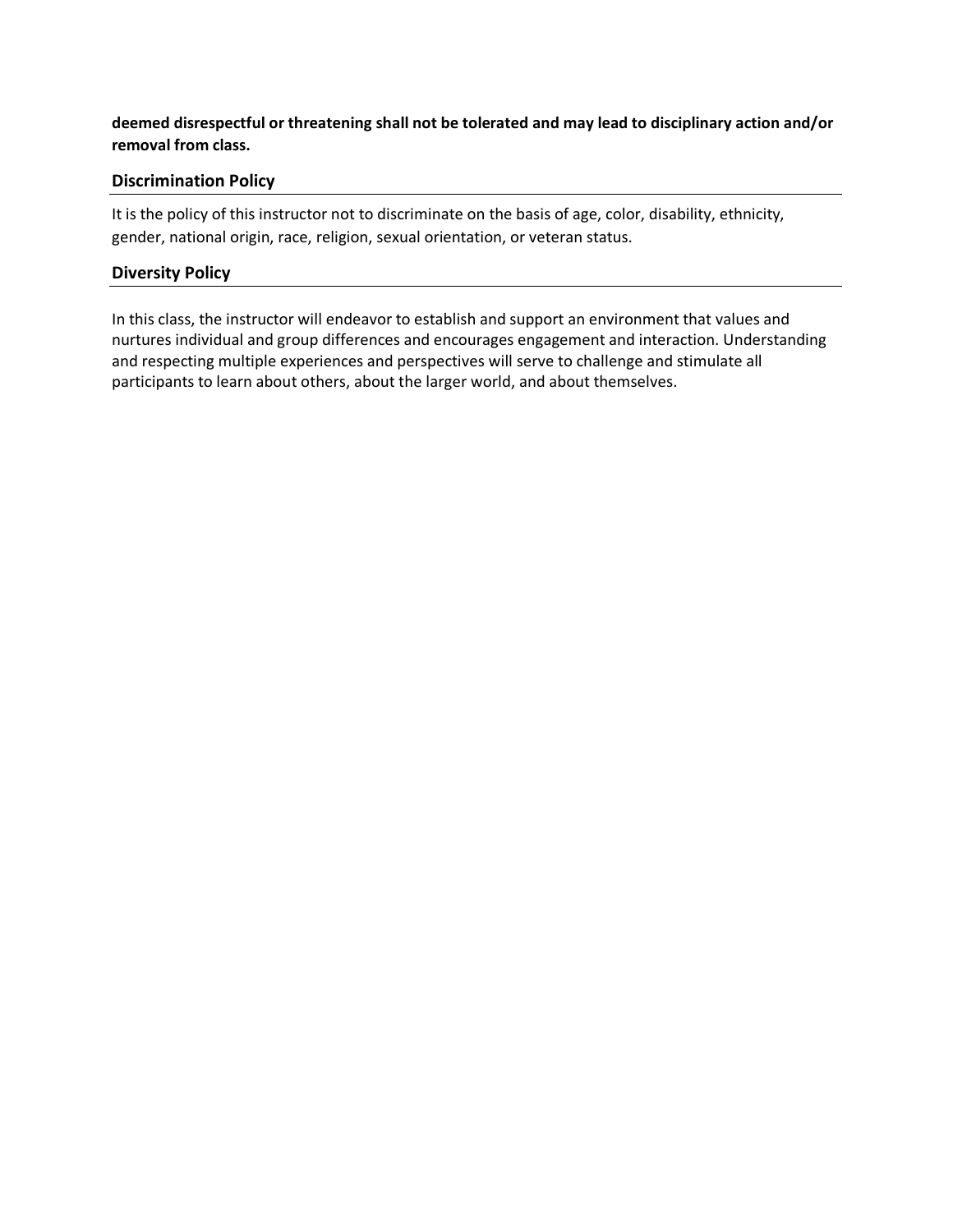**deemed disrespectful or threatening shall not be tolerated and may lead to disciplinary action and/or removal from class.**

### Discrimination Policy

It is the policy of this instructor not to discriminate on the basis of age, color, disability, ethnicity, gender, national origin, race, religion, sexual orientation, or veteran status.

### Diversity Policy

In this class, the instructor will endeavor to establish and support an environment that values and nurtures individual and group differences and encourages engagement and interaction. Understanding and respecting multiple experiences and perspectives will serve to challenge and stimulate all participants to learn about others, about the larger world, and about themselves.